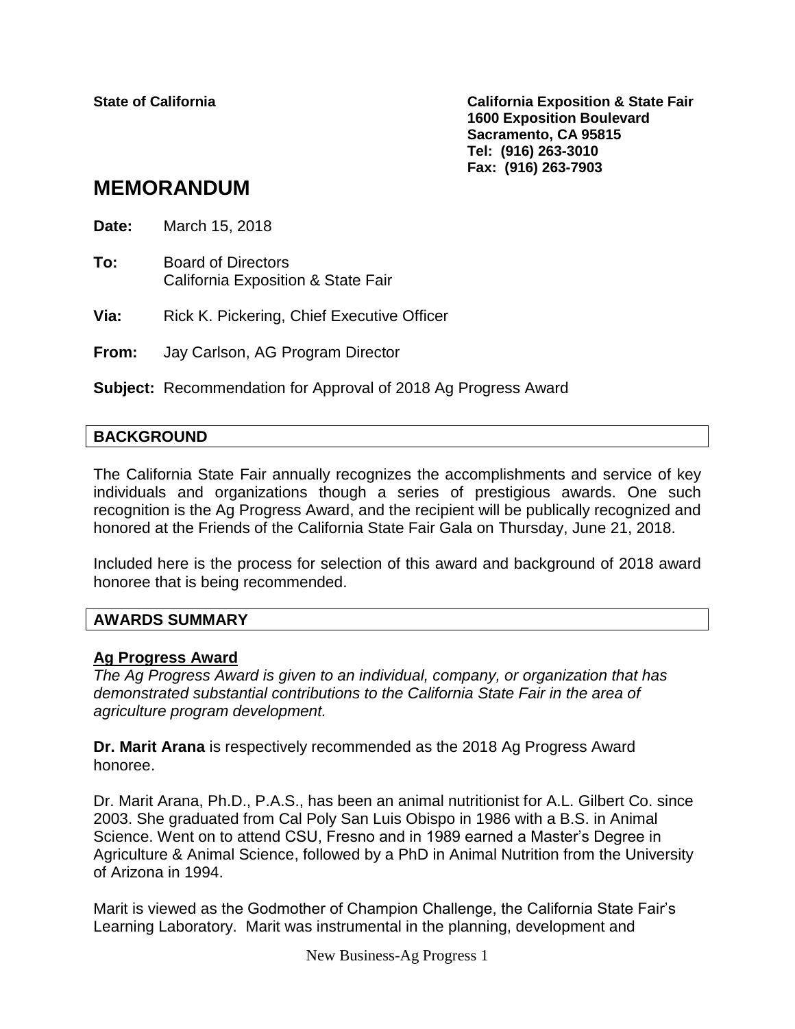**State of California**

**California Exposition & State Fair**
**1600 Exposition Boulevard**
**Sacramento, CA 95815**
**Tel: (916) 263-3010**
**Fax: (916) 263-7903**

# MEMORANDUM

**Date:** March 15, 2018

**To:** Board of Directors
California Exposition & State Fair

**Via:** Rick K. Pickering, Chief Executive Officer

**From:** Jay Carlson, AG Program Director

**Subject:** Recommendation for Approval of 2018 Ag Progress Award

## BACKGROUND

The California State Fair annually recognizes the accomplishments and service of key individuals and organizations though a series of prestigious awards. One such recognition is the Ag Progress Award, and the recipient will be publically recognized and honored at the Friends of the California State Fair Gala on Thursday, June 21, 2018.

Included here is the process for selection of this award and background of 2018 award honoree that is being recommended.

## AWARDS SUMMARY

### Ag Progress Award

*The Ag Progress Award is given to an individual, company, or organization that has demonstrated substantial contributions to the California State Fair in the area of agriculture program development.*

**Dr. Marit Arana** is respectively recommended as the 2018 Ag Progress Award honoree.

Dr. Marit Arana, Ph.D., P.A.S., has been an animal nutritionist for A.L. Gilbert Co. since 2003. She graduated from Cal Poly San Luis Obispo in 1986 with a B.S. in Animal Science. Went on to attend CSU, Fresno and in 1989 earned a Master's Degree in Agriculture & Animal Science, followed by a PhD in Animal Nutrition from the University of Arizona in 1994.

Marit is viewed as the Godmother of Champion Challenge, the California State Fair's Learning Laboratory. Marit was instrumental in the planning, development and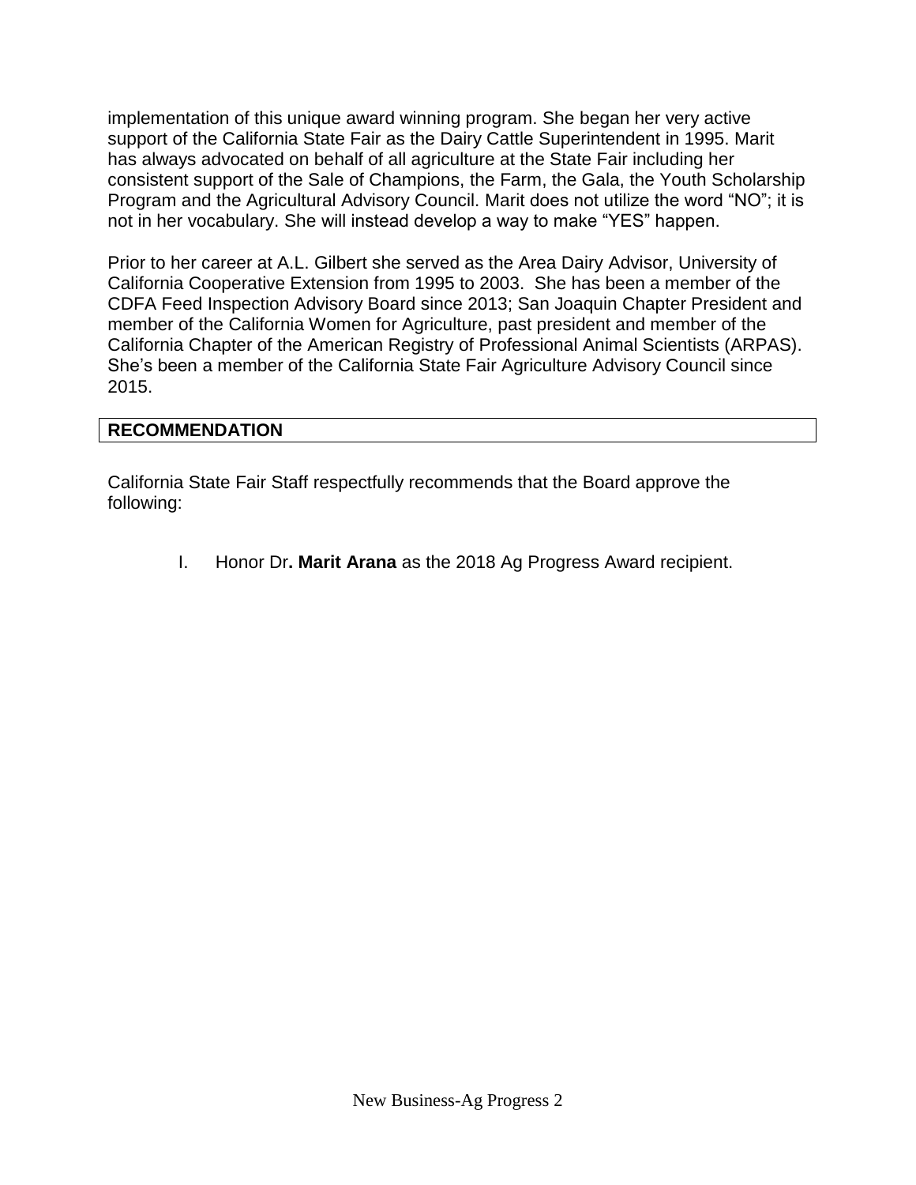implementation of this unique award winning program. She began her very active support of the California State Fair as the Dairy Cattle Superintendent in 1995. Marit has always advocated on behalf of all agriculture at the State Fair including her consistent support of the Sale of Champions, the Farm, the Gala, the Youth Scholarship Program and the Agricultural Advisory Council. Marit does not utilize the word "NO"; it is not in her vocabulary. She will instead develop a way to make "YES" happen.

Prior to her career at A.L. Gilbert she served as the Area Dairy Advisor, University of California Cooperative Extension from 1995 to 2003. She has been a member of the CDFA Feed Inspection Advisory Board since 2013; San Joaquin Chapter President and member of the California Women for Agriculture, past president and member of the California Chapter of the American Registry of Professional Animal Scientists (ARPAS). She's been a member of the California State Fair Agriculture Advisory Council since 2015.

## RECOMMENDATION

California State Fair Staff respectfully recommends that the Board approve the following:

I. Honor Dr**. Marit Arana** as the 2018 Ag Progress Award recipient.